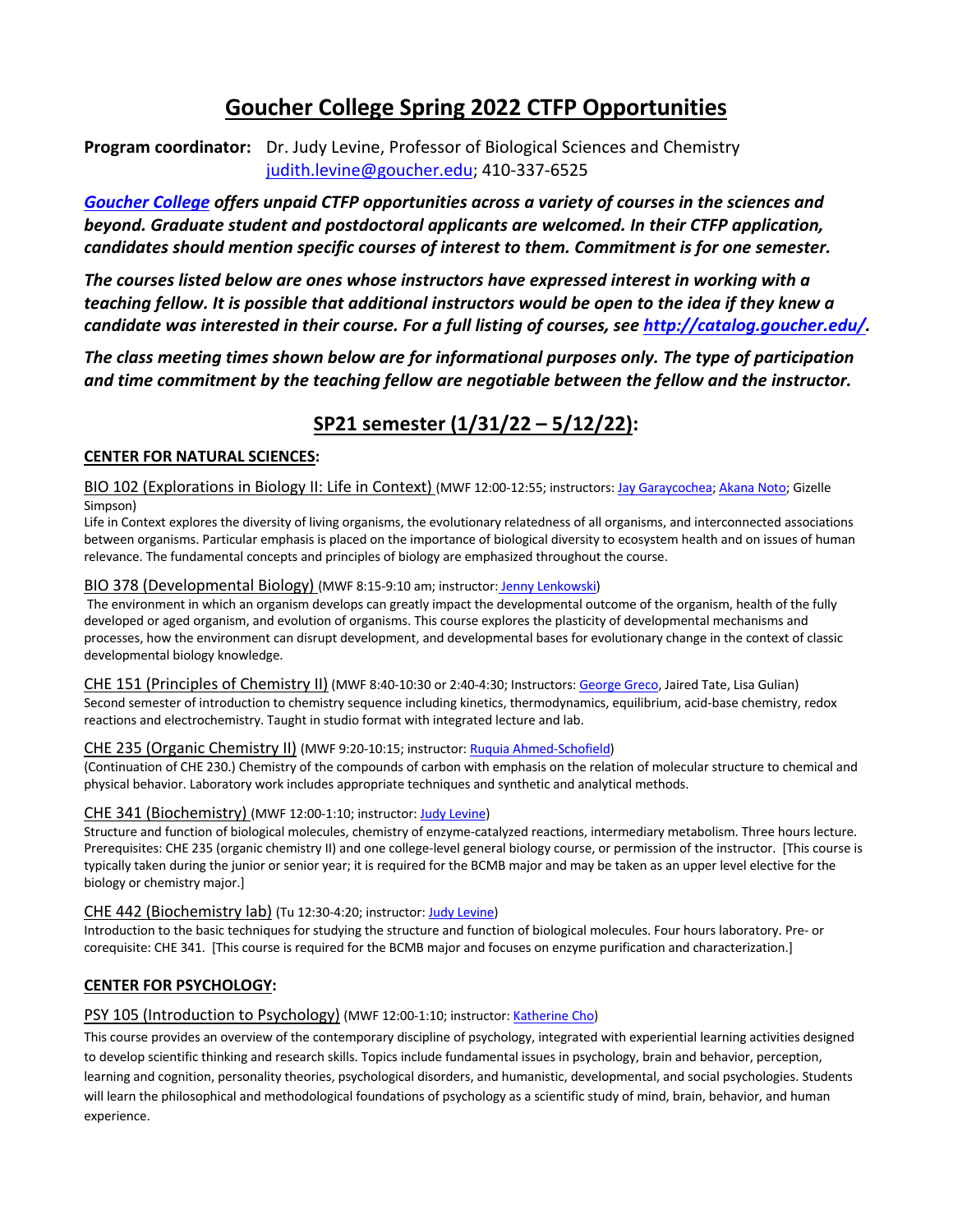# Goucher College Spring 2022 CTFP Opportunities

**Program coordinator:** Dr. Judy Levine, Professor of Biological Sciences and Chemistry
judith.levine@goucher.edu; 410-337-6525

***Goucher College offers unpaid CTFP opportunities across a variety of courses in the sciences and beyond. Graduate student and postdoctoral applicants are welcomed. In their CTFP application, candidates should mention specific courses of interest to them. Commitment is for one semester.***

***The courses listed below are ones whose instructors have expressed interest in working with a teaching fellow. It is possible that additional instructors would be open to the idea if they knew a candidate was interested in their course. For a full listing of courses, see http://catalog.goucher.edu/.***

***The class meeting times shown below are for informational purposes only. The type of participation and time commitment by the teaching fellow are negotiable between the fellow and the instructor.***

## SP21 semester (1/31/22 – 5/12/22):

### CENTER FOR NATURAL SCIENCES:

BIO 102 (Explorations in Biology II: Life in Context) (MWF 12:00-12:55; instructors: Jay Garaycochea; Akana Noto; Gizelle Simpson)
Life in Context explores the diversity of living organisms, the evolutionary relatedness of all organisms, and interconnected associations between organisms. Particular emphasis is placed on the importance of biological diversity to ecosystem health and on issues of human relevance. The fundamental concepts and principles of biology are emphasized throughout the course.

BIO 378 (Developmental Biology) (MWF 8:15-9:10 am; instructor: Jenny Lenkowski)
The environment in which an organism develops can greatly impact the developmental outcome of the organism, health of the fully developed or aged organism, and evolution of organisms. This course explores the plasticity of developmental mechanisms and processes, how the environment can disrupt development, and developmental bases for evolutionary change in the context of classic developmental biology knowledge.

CHE 151 (Principles of Chemistry II) (MWF 8:40-10:30 or 2:40-4:30; Instructors: George Greco, Jaired Tate, Lisa Gulian)
Second semester of introduction to chemistry sequence including kinetics, thermodynamics, equilibrium, acid-base chemistry, redox reactions and electrochemistry. Taught in studio format with integrated lecture and lab.

CHE 235 (Organic Chemistry II) (MWF 9:20-10:15; instructor: Ruquia Ahmed-Schofield)
(Continuation of CHE 230.) Chemistry of the compounds of carbon with emphasis on the relation of molecular structure to chemical and physical behavior. Laboratory work includes appropriate techniques and synthetic and analytical methods.

CHE 341 (Biochemistry) (MWF 12:00-1:10; instructor: Judy Levine)
Structure and function of biological molecules, chemistry of enzyme-catalyzed reactions, intermediary metabolism. Three hours lecture. Prerequisites: CHE 235 (organic chemistry II) and one college-level general biology course, or permission of the instructor. [This course is typically taken during the junior or senior year; it is required for the BCMB major and may be taken as an upper level elective for the biology or chemistry major.]

CHE 442 (Biochemistry lab) (Tu 12:30-4:20; instructor: Judy Levine)
Introduction to the basic techniques for studying the structure and function of biological molecules. Four hours laboratory. Pre- or corequisite: CHE 341. [This course is required for the BCMB major and focuses on enzyme purification and characterization.]

### CENTER FOR PSYCHOLOGY:

PSY 105 (Introduction to Psychology) (MWF 12:00-1:10; instructor: Katherine Cho)
This course provides an overview of the contemporary discipline of psychology, integrated with experiential learning activities designed to develop scientific thinking and research skills. Topics include fundamental issues in psychology, brain and behavior, perception, learning and cognition, personality theories, psychological disorders, and humanistic, developmental, and social psychologies. Students will learn the philosophical and methodological foundations of psychology as a scientific study of mind, brain, behavior, and human experience.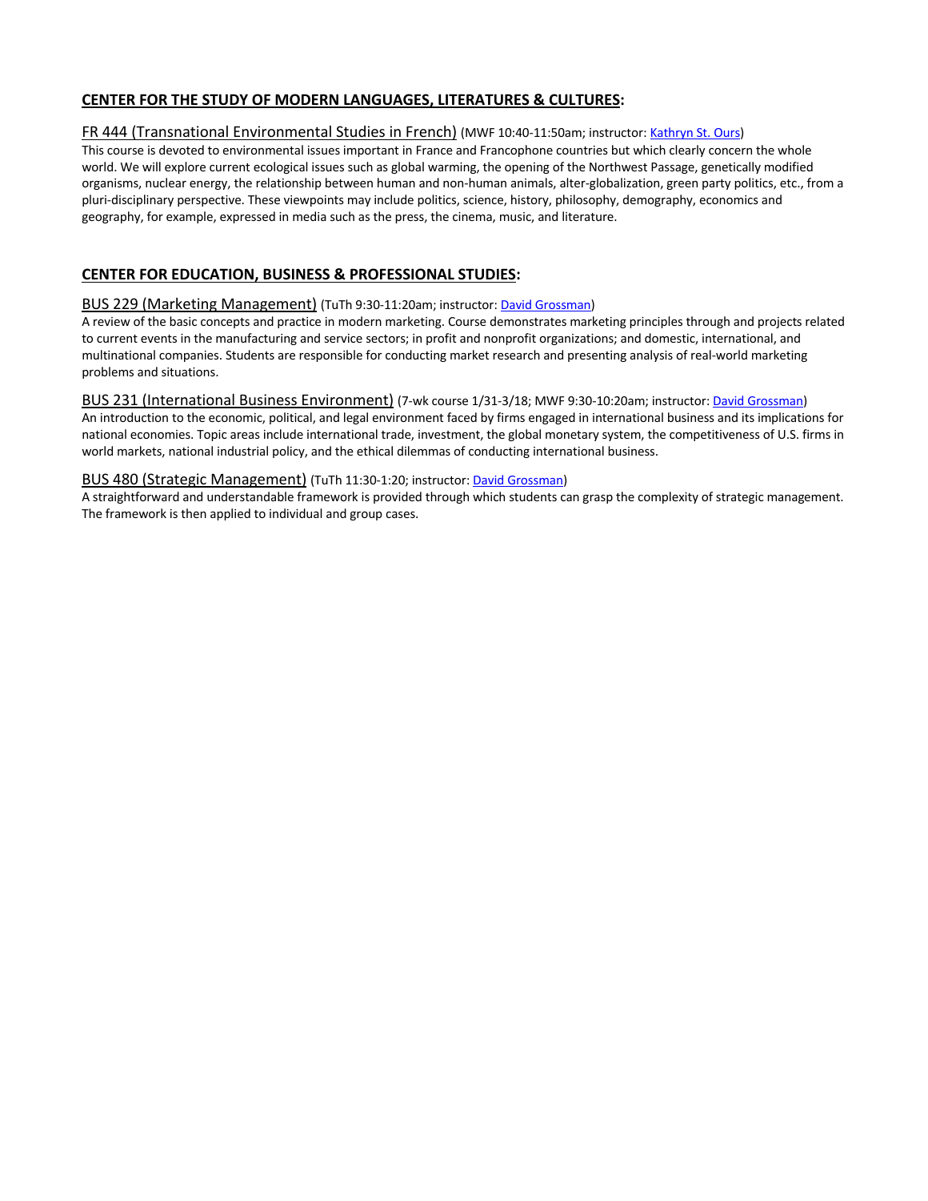## **CENTER FOR THE STUDY OF MODERN LANGUAGES, LITERATURES & CULTURES:**

FR 444 (Transnational Environmental Studies in French) (MWF 10:40-11:50am; instructor: Kathryn St. Ours)
This course is devoted to environmental issues important in France and Francophone countries but which clearly concern the whole world. We will explore current ecological issues such as global warming, the opening of the Northwest Passage, genetically modified organisms, nuclear energy, the relationship between human and non-human animals, alter-globalization, green party politics, etc., from a pluri-disciplinary perspective. These viewpoints may include politics, science, history, philosophy, demography, economics and geography, for example, expressed in media such as the press, the cinema, music, and literature.

## **CENTER FOR EDUCATION, BUSINESS & PROFESSIONAL STUDIES:**

BUS 229 (Marketing Management) (TuTh 9:30-11:20am; instructor: David Grossman)
A review of the basic concepts and practice in modern marketing. Course demonstrates marketing principles through and projects related to current events in the manufacturing and service sectors; in profit and nonprofit organizations; and domestic, international, and multinational companies. Students are responsible for conducting market research and presenting analysis of real-world marketing problems and situations.

BUS 231 (International Business Environment) (7-wk course 1/31-3/18; MWF 9:30-10:20am; instructor: David Grossman)
An introduction to the economic, political, and legal environment faced by firms engaged in international business and its implications for national economies. Topic areas include international trade, investment, the global monetary system, the competitiveness of U.S. firms in world markets, national industrial policy, and the ethical dilemmas of conducting international business.

BUS 480 (Strategic Management) (TuTh 11:30-1:20; instructor: David Grossman)
A straightforward and understandable framework is provided through which students can grasp the complexity of strategic management. The framework is then applied to individual and group cases.